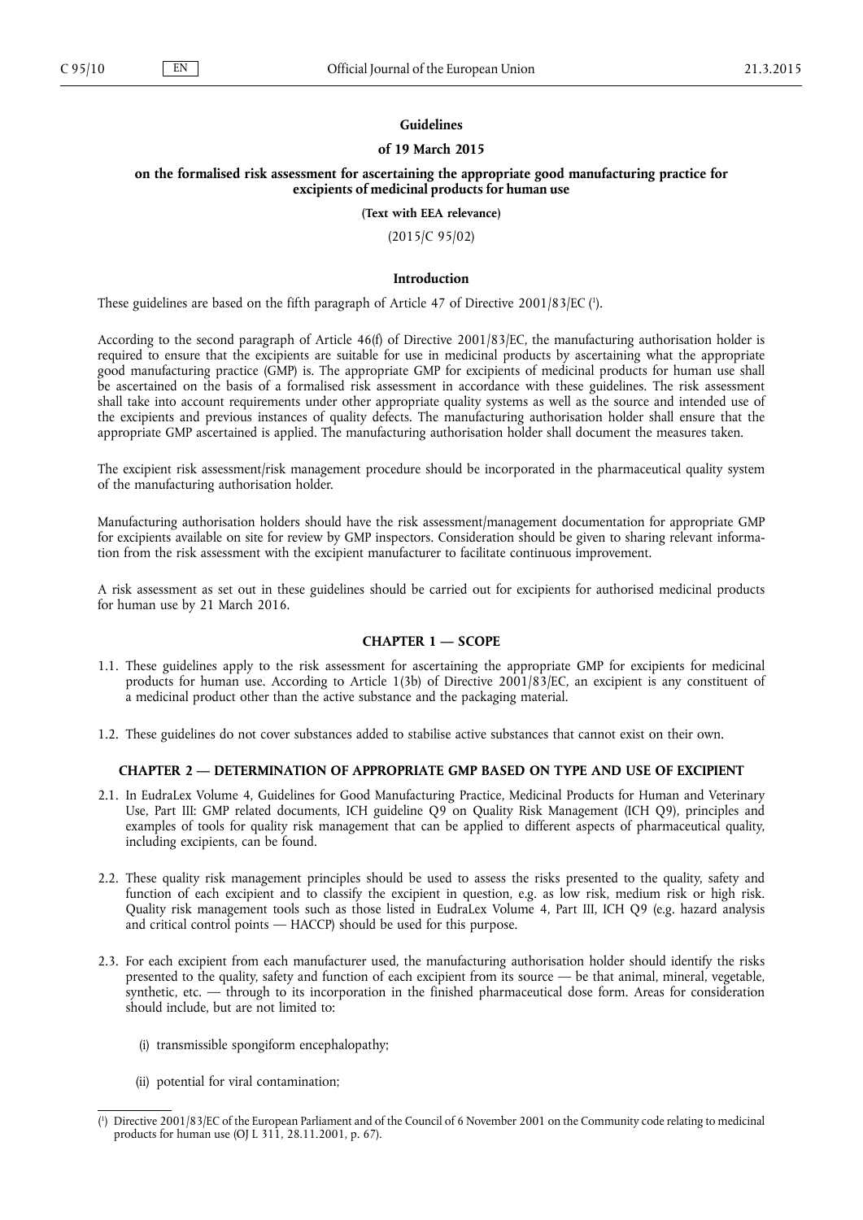# Guidelines

## of 19 March 2015

## on the formalised risk assessment for ascertaining the appropriate good manufacturing practice for excipients of medicinal products for human use

**(Text with EEA relevance)**

(2015/C 95/02)

## Introduction

These guidelines are based on the fifth paragraph of Article 47 of Directive 2001/83/EC [1].

According to the second paragraph of Article 46(f) of Directive 2001/83/EC, the manufacturing authorisation holder is required to ensure that the excipients are suitable for use in medicinal products by ascertaining what the appropriate good manufacturing practice (GMP) is. The appropriate GMP for excipients of medicinal products for human use shall be ascertained on the basis of a formalised risk assessment in accordance with these guidelines. The risk assessment shall take into account requirements under other appropriate quality systems as well as the source and intended use of the excipients and previous instances of quality defects. The manufacturing authorisation holder shall ensure that the appropriate GMP ascertained is applied. The manufacturing authorisation holder shall document the measures taken.

The excipient risk assessment/risk management procedure should be incorporated in the pharmaceutical quality system of the manufacturing authorisation holder.

Manufacturing authorisation holders should have the risk assessment/management documentation for appropriate GMP for excipients available on site for review by GMP inspectors. Consideration should be given to sharing relevant information from the risk assessment with the excipient manufacturer to facilitate continuous improvement.

A risk assessment as set out in these guidelines should be carried out for excipients for authorised medicinal products for human use by 21 March 2016.

## CHAPTER 1 — SCOPE

1.1. These guidelines apply to the risk assessment for ascertaining the appropriate GMP for excipients for medicinal products for human use. According to Article 1(3b) of Directive 2001/83/EC, an excipient is any constituent of a medicinal product other than the active substance and the packaging material.

1.2. These guidelines do not cover substances added to stabilise active substances that cannot exist on their own.

## CHAPTER 2 — DETERMINATION OF APPROPRIATE GMP BASED ON TYPE AND USE OF EXCIPIENT

2.1. In EudraLex Volume 4, Guidelines for Good Manufacturing Practice, Medicinal Products for Human and Veterinary Use, Part III: GMP related documents, ICH guideline Q9 on Quality Risk Management (ICH Q9), principles and examples of tools for quality risk management that can be applied to different aspects of pharmaceutical quality, including excipients, can be found.

2.2. These quality risk management principles should be used to assess the risks presented to the quality, safety and function of each excipient and to classify the excipient in question, e.g. as low risk, medium risk or high risk. Quality risk management tools such as those listed in EudraLex Volume 4, Part III, ICH Q9 (e.g. hazard analysis and critical control points — HACCP) should be used for this purpose.

2.3. For each excipient from each manufacturer used, the manufacturing authorisation holder should identify the risks presented to the quality, safety and function of each excipient from its source — be that animal, mineral, vegetable, synthetic, etc. — through to its incorporation in the finished pharmaceutical dose form. Areas for consideration should include, but are not limited to:

(i) transmissible spongiform encephalopathy;

(ii) potential for viral contamination;

---

[1] Directive 2001/83/EC of the European Parliament and of the Council of 6 November 2001 on the Community code relating to medicinal products for human use (OJ L 311, 28.11.2001, p. 67).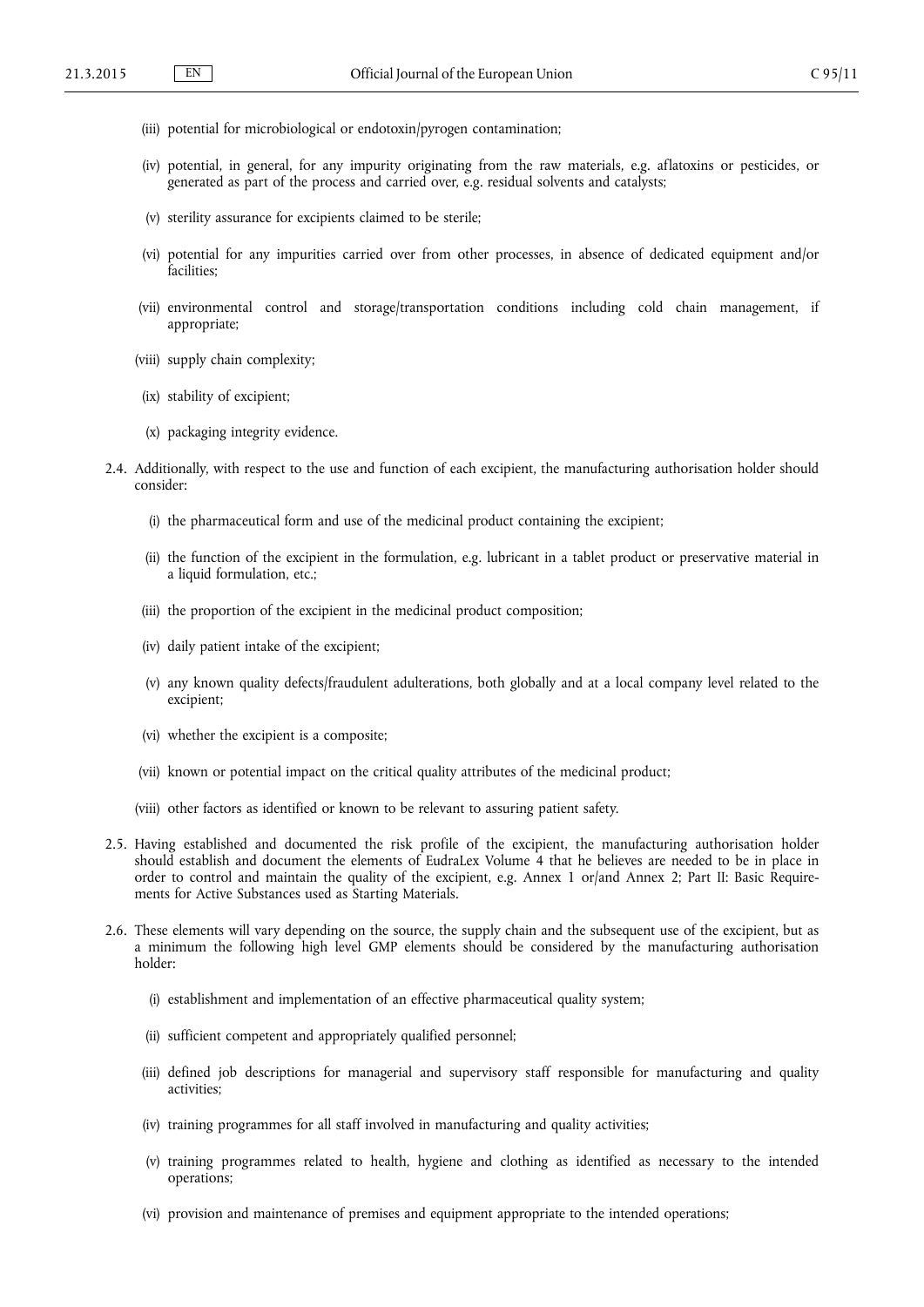(iii) potential for microbiological or endotoxin/pyrogen contamination;

(iv) potential, in general, for any impurity originating from the raw materials, e.g. aflatoxins or pesticides, or generated as part of the process and carried over, e.g. residual solvents and catalysts;

(v) sterility assurance for excipients claimed to be sterile;

(vi) potential for any impurities carried over from other processes, in absence of dedicated equipment and/or facilities;

(vii) environmental control and storage/transportation conditions including cold chain management, if appropriate;

(viii) supply chain complexity;

(ix) stability of excipient;

(x) packaging integrity evidence.

2.4. Additionally, with respect to the use and function of each excipient, the manufacturing authorisation holder should consider:

(i) the pharmaceutical form and use of the medicinal product containing the excipient;

(ii) the function of the excipient in the formulation, e.g. lubricant in a tablet product or preservative material in a liquid formulation, etc.;

(iii) the proportion of the excipient in the medicinal product composition;

(iv) daily patient intake of the excipient;

(v) any known quality defects/fraudulent adulterations, both globally and at a local company level related to the excipient;

(vi) whether the excipient is a composite;

(vii) known or potential impact on the critical quality attributes of the medicinal product;

(viii) other factors as identified or known to be relevant to assuring patient safety.

2.5. Having established and documented the risk profile of the excipient, the manufacturing authorisation holder should establish and document the elements of EudraLex Volume 4 that he believes are needed to be in place in order to control and maintain the quality of the excipient, e.g. Annex 1 or/and Annex 2; Part II: Basic Requirements for Active Substances used as Starting Materials.

2.6. These elements will vary depending on the source, the supply chain and the subsequent use of the excipient, but as a minimum the following high level GMP elements should be considered by the manufacturing authorisation holder:

(i) establishment and implementation of an effective pharmaceutical quality system;

(ii) sufficient competent and appropriately qualified personnel;

(iii) defined job descriptions for managerial and supervisory staff responsible for manufacturing and quality activities;

(iv) training programmes for all staff involved in manufacturing and quality activities;

(v) training programmes related to health, hygiene and clothing as identified as necessary to the intended operations;

(vi) provision and maintenance of premises and equipment appropriate to the intended operations;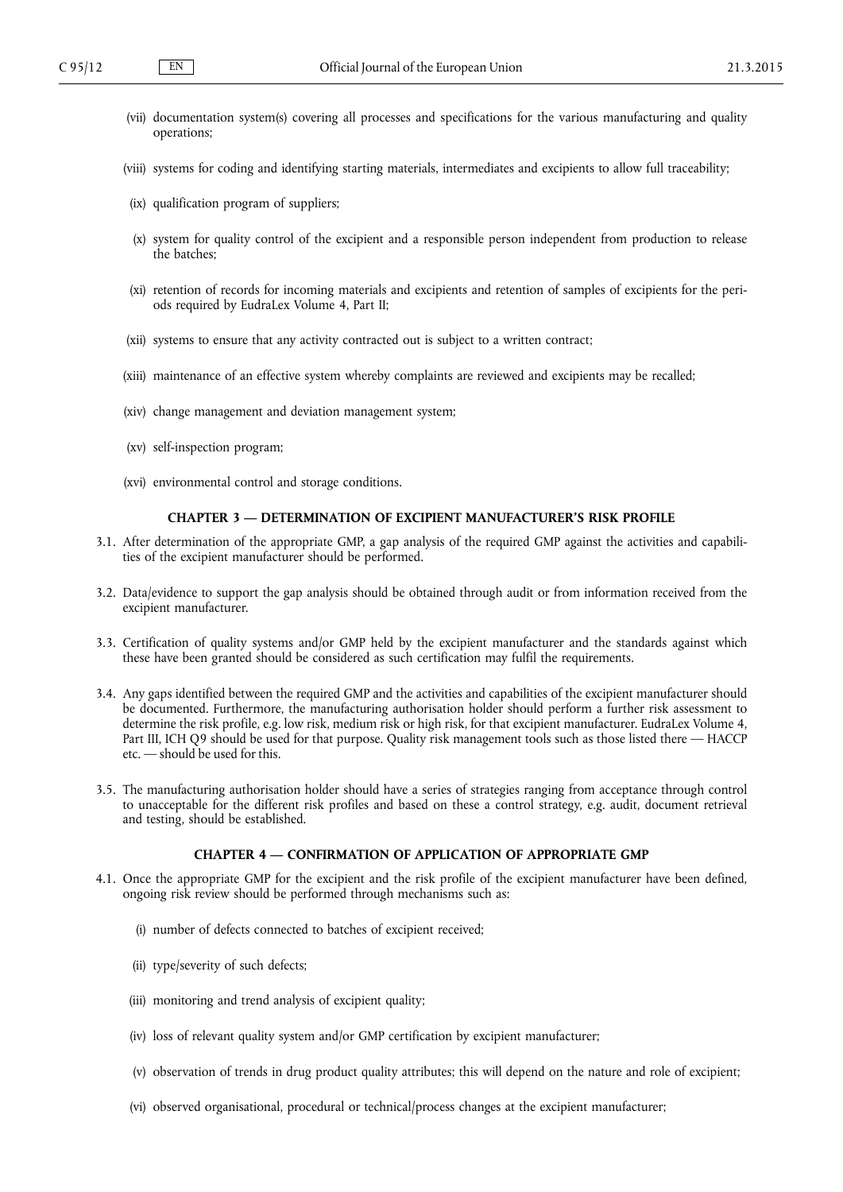(vii) documentation system(s) covering all processes and specifications for the various manufacturing and quality operations;

(viii) systems for coding and identifying starting materials, intermediates and excipients to allow full traceability;

(ix) qualification program of suppliers;

(x) system for quality control of the excipient and a responsible person independent from production to release the batches;

(xi) retention of records for incoming materials and excipients and retention of samples of excipients for the periods required by EudraLex Volume 4, Part II;

(xii) systems to ensure that any activity contracted out is subject to a written contract;

(xiii) maintenance of an effective system whereby complaints are reviewed and excipients may be recalled;

(xiv) change management and deviation management system;

(xv) self-inspection program;

(xvi) environmental control and storage conditions.

## CHAPTER 3 — DETERMINATION OF EXCIPIENT MANUFACTURER'S RISK PROFILE

3.1. After determination of the appropriate GMP, a gap analysis of the required GMP against the activities and capabilities of the excipient manufacturer should be performed.

3.2. Data/evidence to support the gap analysis should be obtained through audit or from information received from the excipient manufacturer.

3.3. Certification of quality systems and/or GMP held by the excipient manufacturer and the standards against which these have been granted should be considered as such certification may fulfil the requirements.

3.4. Any gaps identified between the required GMP and the activities and capabilities of the excipient manufacturer should be documented. Furthermore, the manufacturing authorisation holder should perform a further risk assessment to determine the risk profile, e.g. low risk, medium risk or high risk, for that excipient manufacturer. EudraLex Volume 4, Part III, ICH Q9 should be used for that purpose. Quality risk management tools such as those listed there — HACCP etc. — should be used for this.

3.5. The manufacturing authorisation holder should have a series of strategies ranging from acceptance through control to unacceptable for the different risk profiles and based on these a control strategy, e.g. audit, document retrieval and testing, should be established.

## CHAPTER 4 — CONFIRMATION OF APPLICATION OF APPROPRIATE GMP

4.1. Once the appropriate GMP for the excipient and the risk profile of the excipient manufacturer have been defined, ongoing risk review should be performed through mechanisms such as:

(i) number of defects connected to batches of excipient received;

(ii) type/severity of such defects;

(iii) monitoring and trend analysis of excipient quality;

(iv) loss of relevant quality system and/or GMP certification by excipient manufacturer;

(v) observation of trends in drug product quality attributes; this will depend on the nature and role of excipient;

(vi) observed organisational, procedural or technical/process changes at the excipient manufacturer;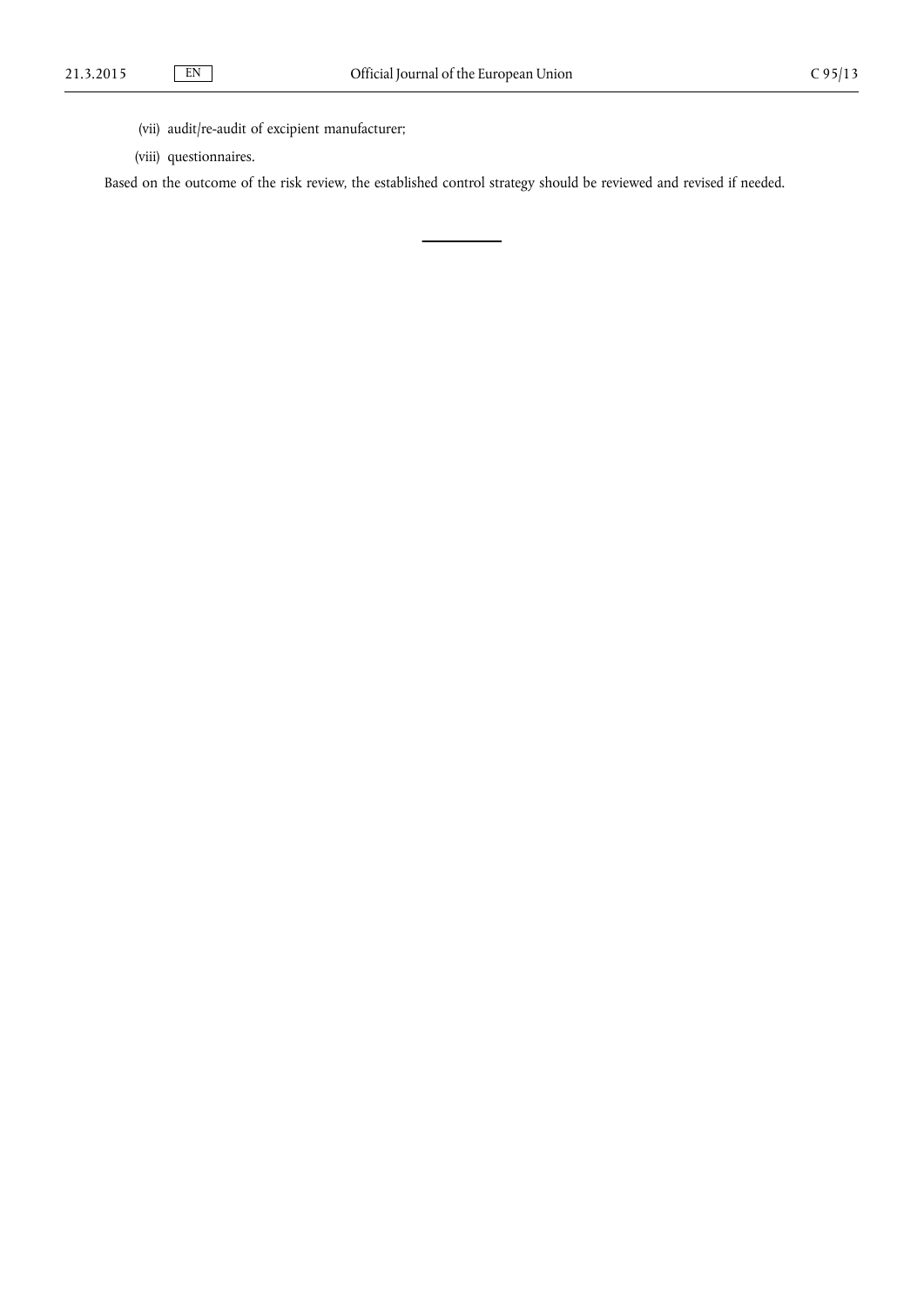(vii) audit/re-audit of excipient manufacturer;

(viii) questionnaires.

Based on the outcome of the risk review, the established control strategy should be reviewed and revised if needed.